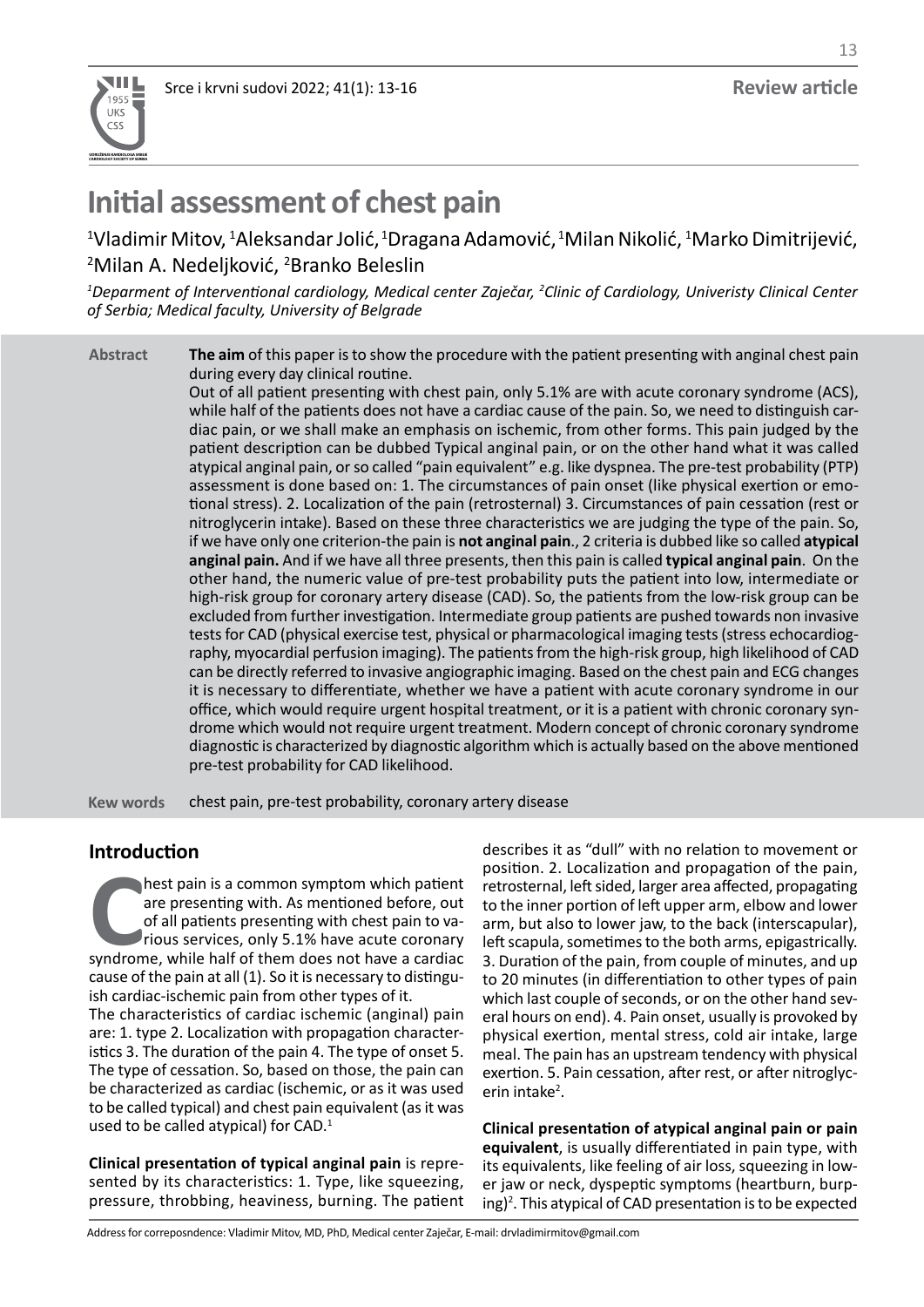Review article

# Initial assessment of chest pain

[1]Vladimir Mitov, [1]Aleksandar Jolić, [1]Dragana Adamović, [1]Milan Nikolić, [1]Marko Dimitrijević, [2]Milan A. Nedeljković, [2]Branko Beleslin

*[1]Deparment of Interventional cardiology, Medical center Zaječar, [2]Clinic of Cardiology, Univeristy Clinical Center of Serbia; Medical faculty, University of Belgrade*

**Abstract**

**The aim** of this paper is to show the procedure with the patient presenting with anginal chest pain during every day clinical routine.

Out of all patient presenting with chest pain, only 5.1% are with acute coronary syndrome (ACS), while half of the patients does not have a cardiac cause of the pain. So, we need to distinguish cardiac pain, or we shall make an emphasis on ischemic, from other forms. This pain judged by the patient description can be dubbed Typical anginal pain, or on the other hand what it was called atypical anginal pain, or so called "pain equivalent" e.g. like dyspnea. The pre-test probability (PTP) assessment is done based on: 1. The circumstances of pain onset (like physical exertion or emotional stress). 2. Localization of the pain (retrosternal) 3. Circumstances of pain cessation (rest or nitroglycerin intake). Based on these three characteristics we are judging the type of the pain. So, if we have only one criterion-the pain is **not anginal pain**., 2 criteria is dubbed like so called **atypical anginal pain.** And if we have all three presents, then this pain is called **typical anginal pain**. On the other hand, the numeric value of pre-test probability puts the patient into low, intermediate or high-risk group for coronary artery disease (CAD). So, the patients from the low-risk group can be excluded from further investigation. Intermediate group patients are pushed towards non invasive tests for CAD (physical exercise test, physical or pharmacological imaging tests (stress echocardiography, myocardial perfusion imaging). The patients from the high-risk group, high likelihood of CAD can be directly referred to invasive angiographic imaging. Based on the chest pain and ECG changes it is necessary to differentiate, whether we have a patient with acute coronary syndrome in our office, which would require urgent hospital treatment, or it is a patient with chronic coronary syndrome which would not require urgent treatment. Modern concept of chronic coronary syndrome diagnostic is characterized by diagnostic algorithm which is actually based on the above mentioned pre-test probability for CAD likelihood.

**Kew words** chest pain, pre-test probability, coronary artery disease

## Introduction

Chest pain is a common symptom which patient are presenting with. As mentioned before, out of all patients presenting with chest pain to various services, only 5.1% have acute coronary syndrome, while half of them does not have a cardiac cause of the pain at all (1). So it is necessary to distinguish cardiac-ischemic pain from other types of it.

The characteristics of cardiac ischemic (anginal) pain are: 1. type 2. Localization with propagation characteristics 3. The duration of the pain 4. The type of onset 5. The type of cessation. So, based on those, the pain can be characterized as cardiac (ischemic, or as it was used to be called typical) and chest pain equivalent (as it was used to be called atypical) for CAD.[1]

**Clinical presentation of typical anginal pain** is represented by its characteristics: 1. Type, like squeezing, pressure, throbbing, heaviness, burning. The patient describes it as "dull" with no relation to movement or position. 2. Localization and propagation of the pain, retrosternal, left sided, larger area affected, propagating to the inner portion of left upper arm, elbow and lower arm, but also to lower jaw, to the back (interscapular), left scapula, sometimes to the both arms, epigastrically. 3. Duration of the pain, from couple of minutes, and up to 20 minutes (in differentiation to other types of pain which last couple of seconds, or on the other hand several hours on end). 4. Pain onset, usually is provoked by physical exertion, mental stress, cold air intake, large meal. The pain has an upstream tendency with physical exertion. 5. Pain cessation, after rest, or after nitroglycerin intake[2].

**Clinical presentation of atypical anginal pain or pain equivalent**, is usually differentiated in pain type, with its equivalents, like feeling of air loss, squeezing in lower jaw or neck, dyspeptic symptoms (heartburn, burping)[2]. This atypical of CAD presentation is to be expected

Address for correposndence: Vladimir Mitov, MD, PhD, Medical center Zaječar, E-mail: drvladimirmitov@gmail.com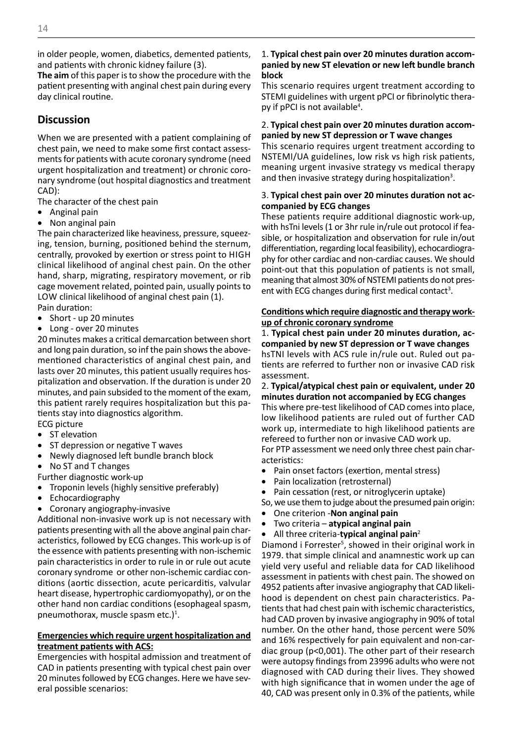in older people, women, diabetics, demented patients, and patients with chronic kidney failure (3).

**The aim** of this paper is to show the procedure with the patient presenting with anginal chest pain during every day clinical routine.

## Discussion

When we are presented with a patient complaining of chest pain, we need to make some first contact assessments for patients with acute coronary syndrome (need urgent hospitalization and treatment) or chronic coronary syndrome (out hospital diagnostics and treatment CAD):

The character of the chest pain

- Anginal pain
- Non anginal pain

The pain characterized like heaviness, pressure, squeezing, tension, burning, positioned behind the sternum, centrally, provoked by exertion or stress point to HIGH clinical likelihood of anginal chest pain. On the other hand, sharp, migrating, respiratory movement, or rib cage movement related, pointed pain, usually points to LOW clinical likelihood of anginal chest pain (1).

Pain duration:

- Short - up 20 minutes
- Long - over 20 minutes

20 minutes makes a critical demarcation between short and long pain duration, so inf the pain shows the above-mentioned characteristics of anginal chest pain, and lasts over 20 minutes, this patient usually requires hospitalization and observation. If the duration is under 20 minutes, and pain subsided to the moment of the exam, this patient rarely requires hospitalization but this patients stay into diagnostics algorithm.

ECG picture

- ST elevation
- ST depression or negative T waves
- Newly diagnosed left bundle branch block
- No ST and T changes

Further diagnostic work-up

- Troponin levels (highly sensitive preferably)
- Echocardiography
- Coronary angiography-invasive

Additional non-invasive work up is not necessary with patients presenting with all the above anginal pain characteristics, followed by ECG changes. This work-up is of the essence with patients presenting with non-ischemic pain characteristics in order to rule in or rule out acute coronary syndrome or other non-ischemic cardiac conditions (aortic dissection, acute pericarditis, valvular heart disease, hypertrophic cardiomyopathy), or on the other hand non cardiac conditions (esophageal spasm, pneumothorax, muscle spasm etc.)[1].

**Emergencies which require urgent hospitalization and treatment patients with ACS:**

Emergencies with hospital admission and treatment of CAD in patients presenting with typical chest pain over 20 minutes followed by ECG changes. Here we have several possible scenarios:

1. **Typical chest pain over 20 minutes duration accompanied by new ST elevation or new left bundle branch block**

This scenario requires urgent treatment according to STEMI guidelines with urgent pPCI or fibrinolytic therapy if pPCI is not available[4].

2. **Typical chest pain over 20 minutes duration accompanied by new ST depression or T wave changes**

This scenario requires urgent treatment according to NSTEMI/UA guidelines, low risk vs high risk patients, meaning urgent invasive strategy vs medical therapy and then invasive strategy during hospitalization[3].

3. **Typical chest pain over 20 minutes duration not accompanied by ECG changes**

These patients require additional diagnostic work-up, with hsTni levels (1 or 3hr rule in/rule out protocol if feasible, or hospitalization and observation for rule in/out differentiation, regarding local feasibility), echocardiography for other cardiac and non-cardiac causes. We should point-out that this population of patients is not small, meaning that almost 30% of NSTEMI patients do not present with ECG changes during first medical contact[3].

**Conditions which require diagnostic and therapy work-up of chronic coronary syndrome**

1. **Typical chest pain under 20 minutes duration, accompanied by new ST depression or T wave changes**

hsTNI levels with ACS rule in/rule out. Ruled out patients are referred to further non or invasive CAD risk assessment.

2. **Typical/atypical chest pain or equivalent, under 20 minutes duration not accompanied by ECG changes**

This where pre-test likelihood of CAD comes into place, low likelihood patients are ruled out of further CAD work up, intermediate to high likelihood patients are refereed to further non or invasive CAD work up.

For PTP assessment we need only three chest pain characteristics:

- Pain onset factors (exertion, mental stress)
- Pain localization (retrosternal)
- Pain cessation (rest, or nitroglycerin uptake)

So, we use them to judge about the presumed pain origin:

- One criterion -**Non anginal pain**
- Two criteria – **atypical anginal pain**
- All three criteria-**typical anginal pain**[2]

Diamond i Forrester[5], showed in their original work in 1979. that simple clinical and anamnestic work up can yield very useful and reliable data for CAD likelihood assessment in patients with chest pain. The showed on 4952 patients after invasive angiography that CAD likelihood is dependent on chest pain characteristics. Patients that had chest pain with ischemic characteristics, had CAD proven by invasive angiography in 90% of total number. On the other hand, those percent were 50% and 16% respectively for pain equivalent and non-cardiac group ($p<0,001$). The other part of their research were autopsy findings from 23996 adults who were not diagnosed with CAD during their lives. They showed with high significance that in women under the age of 40, CAD was present only in 0.3% of the patients, while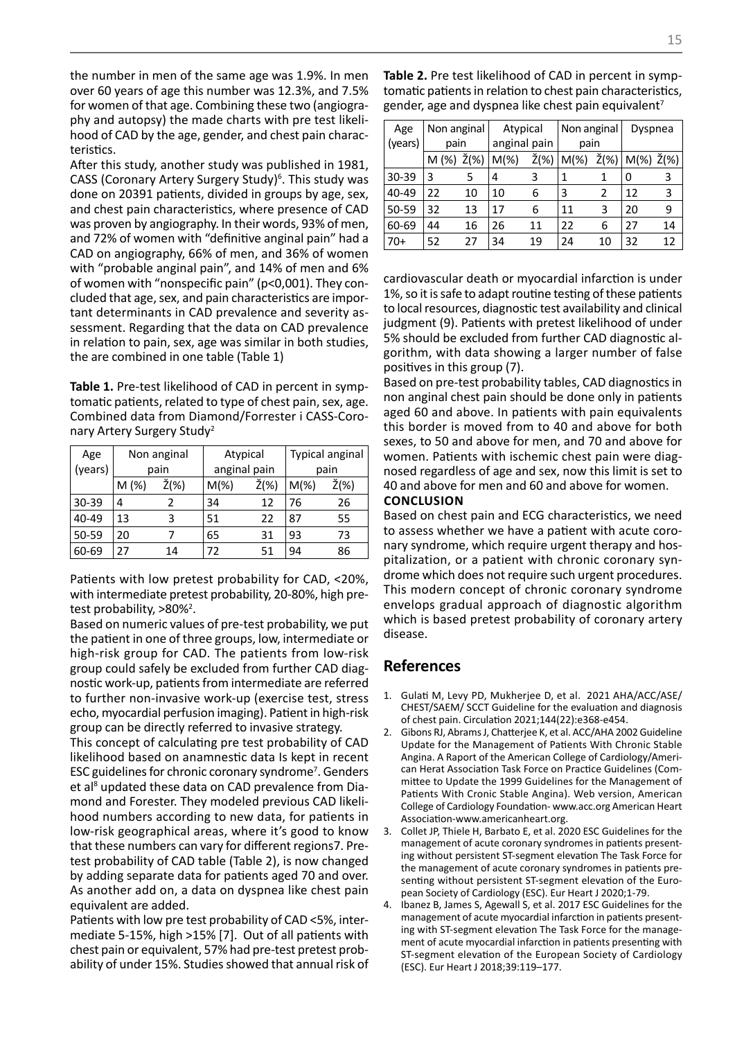the number in men of the same age was 1.9%. In men over 60 years of age this number was 12.3%, and 7.5% for women of that age. Combining these two (angiography and autopsy) the made charts with pre test likelihood of CAD by the age, gender, and chest pain characteristics.

After this study, another study was published in 1981, CASS (Coronary Artery Surgery Study)[6]. This study was done on 20391 patients, divided in groups by age, sex, and chest pain characteristics, where presence of CAD was proven by angiography. In their words, 93% of men, and 72% of women with "definitive anginal pain" had a CAD on angiography, 66% of men, and 36% of women with "probable anginal pain", and 14% of men and 6% of women with "nonspecific pain" ($p<0,001$). They concluded that age, sex, and pain characteristics are important determinants in CAD prevalence and severity assessment. Regarding that the data on CAD prevalence in relation to pain, sex, age was similar in both studies, the are combined in one table (Table 1)

**Table 1.** Pre-test likelihood of CAD in percent in symptomatic patients, related to type of chest pain, sex, age. Combined data from Diamond/Forrester i CASS-Coronary Artery Surgery Study[2]

| Age (years) | Non anginal pain | | Atypical anginal pain | | Typical anginal pain | |
|---|---|---|---|---|---|---|
| | M (%) | Ž(%) | M(%) | Ž(%) | M(%) | Ž(%) |
| 30-39 | 4 | 2 | 34 | 12 | 76 | 26 |
| 40-49 | 13 | 3 | 51 | 22 | 87 | 55 |
| 50-59 | 20 | 7 | 65 | 31 | 93 | 73 |
| 60-69 | 27 | 14 | 72 | 51 | 94 | 86 |

Patients with low pretest probability for CAD, <20%, with intermediate pretest probability, 20-80%, high pretest probability, >80%[2].

Based on numeric values of pre-test probability, we put the patient in one of three groups, low, intermediate or high-risk group for CAD. The patients from low-risk group could safely be excluded from further CAD diagnostic work-up, patients from intermediate are referred to further non-invasive work-up (exercise test, stress echo, myocardial perfusion imaging). Patient in high-risk group can be directly referred to invasive strategy.

This concept of calculating pre test probability of CAD likelihood based on anamnestic data Is kept in recent ESC guidelines for chronic coronary syndrome[7]. Genders et al[8] updated these data on CAD prevalence from Diamond and Forester. They modeled previous CAD likelihood numbers according to new data, for patients in low-risk geographical areas, where it's good to know that these numbers can vary for different regions7. Pretest probability of CAD table (Table 2), is now changed by adding separate data for patients aged 70 and over. As another add on, a data on dyspnea like chest pain equivalent are added.

Patients with low pre test probability of CAD <5%, intermediate 5-15%, high >15% [7]. Out of all patients with chest pain or equivalent, 57% had pre-test pretest probability of under 15%. Studies showed that annual risk of

**Table 2.** Pre test likelihood of CAD in percent in symptomatic patients in relation to chest pain characteristics, gender, age and dyspnea like chest pain equivalent[7]

| Age (years) | Non anginal pain | | Atypical anginal pain | | Non anginal pain | | Dyspnea | |
|---|---|---|---|---|---|---|---|---|
| | M (%) | Ž(%) | M(%) | Ž(%) | M(%) | Ž(%) | M(%) | Ž(%) |
| 30-39 | 3 | 5 | 4 | 3 | 1 | 1 | 0 | 3 |
| 40-49 | 22 | 10 | 10 | 6 | 3 | 2 | 12 | 3 |
| 50-59 | 32 | 13 | 17 | 6 | 11 | 3 | 20 | 9 |
| 60-69 | 44 | 16 | 26 | 11 | 22 | 6 | 27 | 14 |
| 70+ | 52 | 27 | 34 | 19 | 24 | 10 | 32 | 12 |

cardiovascular death or myocardial infarction is under 1%, so it is safe to adapt routine testing of these patients to local resources, diagnostic test availability and clinical judgment (9). Patients with pretest likelihood of under 5% should be excluded from further CAD diagnostic algorithm, with data showing a larger number of false positives in this group (7).

Based on pre-test probability tables, CAD diagnostics in non anginal chest pain should be done only in patients aged 60 and above. In patients with pain equivalents this border is moved from to 40 and above for both sexes, to 50 and above for men, and 70 and above for women. Patients with ischemic chest pain were diagnosed regardless of age and sex, now this limit is set to 40 and above for men and 60 and above for women.

**CONCLUSION**

Based on chest pain and ECG characteristics, we need to assess whether we have a patient with acute coronary syndrome, which require urgent therapy and hospitalization, or a patient with chronic coronary syndrome which does not require such urgent procedures. This modern concept of chronic coronary syndrome envelops gradual approach of diagnostic algorithm which is based pretest probability of coronary artery disease.

## References

1. Gulati M, Levy PD, Mukherjee D, et al. 2021 AHA/ACC/ASE/CHEST/SAEM/ SCCT Guideline for the evaluation and diagnosis of chest pain. Circulation 2021;144(22):e368-e454.
2. Gibons RJ, Abrams J, Chatterjee K, et al. ACC/AHA 2002 Guideline Update for the Management of Patients With Chronic Stable Angina. A Raport of the American College of Cardiology/American Herat Association Task Force on Practice Guidelines (Committee to Update the 1999 Guidelines for the Management of Patients With Cronic Stable Angina). Web version, American College of Cardiology Foundation- www.acc.org American Heart Association-www.americanheart.org.
3. Collet JP, Thiele H, Barbato E, et al. 2020 ESC Guidelines for the management of acute coronary syndromes in patients presenting without persistent ST-segment elevation The Task Force for the management of acute coronary syndromes in patients presenting without persistent ST-segment elevation of the European Society of Cardiology (ESC). Eur Heart J 2020;1-79.
4. Ibanez B, James S, Agewall S, et al. 2017 ESC Guidelines for the management of acute myocardial infarction in patients presenting with ST-segment elevation The Task Force for the management of acute myocardial infarction in patients presenting with ST-segment elevation of the European Society of Cardiology (ESC). Eur Heart J 2018;39:119–177.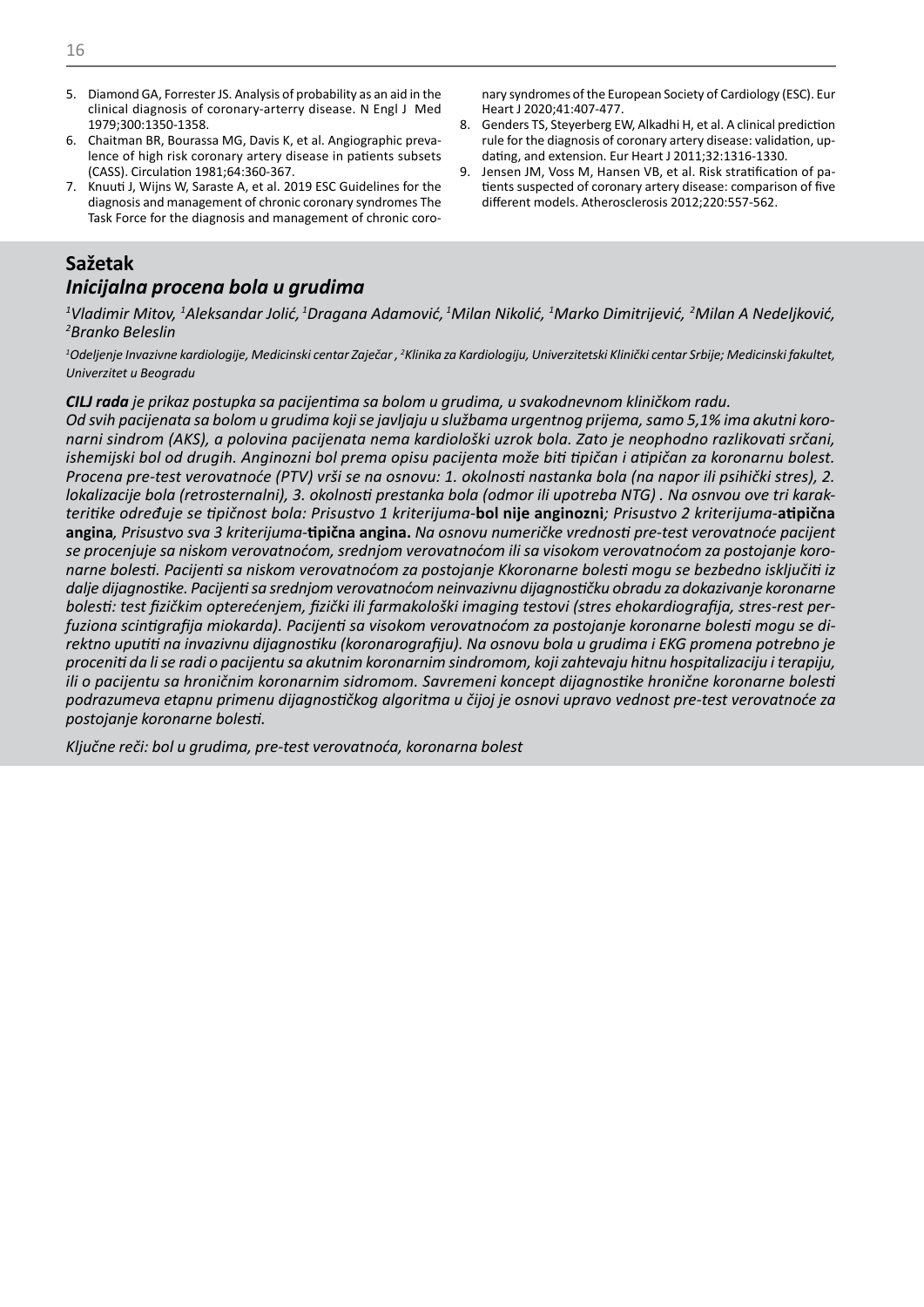5. Diamond GA, Forrester JS. Analysis of probability as an aid in the clinical diagnosis of coronary-arterry disease. N Engl J Med 1979;300:1350-1358.
6. Chaitman BR, Bourassa MG, Davis K, et al. Angiographic prevalence of high risk coronary artery disease in patients subsets (CASS). Circulation 1981;64:360-367.
7. Knuuti J, Wijns W, Saraste A, et al. 2019 ESC Guidelines for the diagnosis and management of chronic coronary syndromes The Task Force for the diagnosis and management of chronic coronary syndromes of the European Society of Cardiology (ESC). Eur Heart J 2020;41:407-477.
8. Genders TS, Steyerberg EW, Alkadhi H, et al. A clinical prediction rule for the diagnosis of coronary artery disease: validation, updating, and extension. Eur Heart J 2011;32:1316-1330.
9. Jensen JM, Voss M, Hansen VB, et al. Risk stratification of patients suspected of coronary artery disease: comparison of five different models. Atherosclerosis 2012;220:557-562.

## Sažetak

## *Inicijalna procena bola u grudima*

*[1]Vladimir Mitov, [1]Aleksandar Jolić, [1]Dragana Adamović, [1]Milan Nikolić, [1]Marko Dimitrijević, [2]Milan A Nedeljković, [2]Branko Beleslin*

*[1]Odeljenje Invazivne kardiologije, Medicinski centar Zaječar , [2]Klinika za Kardiologiju, Univerzitetski Klinički centar Srbije; Medicinski fakultet, Univerzitet u Beogradu*

***CILJ rada*** *je prikaz postupka sa pacijentima sa bolom u grudima, u svakodnevnom kliničkom radu.*

*Od svih pacijenata sa bolom u grudima koji se javljaju u službama urgentnog prijema, samo 5,1% ima akutni koronarni sindrom (AKS), a polovina pacijenata nema kardiološki uzrok bola. Zato je neophodno razlikovati srčani, ishemijski bol od drugih. Anginozni bol prema opisu pacijenta može biti tipičan i atipičan za koronarnu bolest. Procena pre-test verovatnoće (PTV) vrši se na osnovu: 1. okolnosti nastanka bola (na napor ili psihički stres), 2. lokalizacije bola (retrosternalni), 3. okolnosti prestanka bola (odmor ili upotreba NTG) . Na osnvou ove tri karakteritike određuje se tipičnost bola: Prisustvo 1 kriterijuma-***bol nije anginozni***; Prisustvo 2 kriterijuma-***atipična angina***, Prisustvo sva 3 kriterijuma-***tipična angina.*** *Na osnovu numeričke vrednosti pre-test verovatnoće pacijent se procenjuje sa niskom verovatnoćom, srednjom verovatnoćom ili sa visokom verovatnoćom za postojanje koronarne bolesti. Pacijenti sa niskom verovatnoćom za postojanje Kkoronarne bolesti mogu se bezbedno isključiti iz dalje dijagnostike. Pacijenti sa srednjom verovatnoćom neinvazivnu dijagnostičku obradu za dokazivanje koronarne bolesti: test fizičkim opterećenjem, fizički ili farmakološki imaging testovi (stres ehokardiografija, stres-rest perfuziona scintigrafija miokarda). Pacijenti sa visokom verovatnoćom za postojanje koronarne bolesti mogu se direktno uputiti na invazivnu dijagnostiku (koronarografiju). Na osnovu bola u grudima i EKG promena potrebno je proceniti da li se radi o pacijentu sa akutnim koronarnim sindromom, koji zahtevaju hitnu hospitalizaciju i terapiju, ili o pacijentu sa hroničnim koronarnim sidromom. Savremeni koncept dijagnostike hronične koronarne bolesti podrazumeva etapnu primenu dijagnostičkog algoritma u čijoj je osnovi upravo vednost pre-test verovatnoće za postojanje koronarne bolesti.*

*Ključne reči: bol u grudima, pre-test verovatnoća, koronarna bolest*